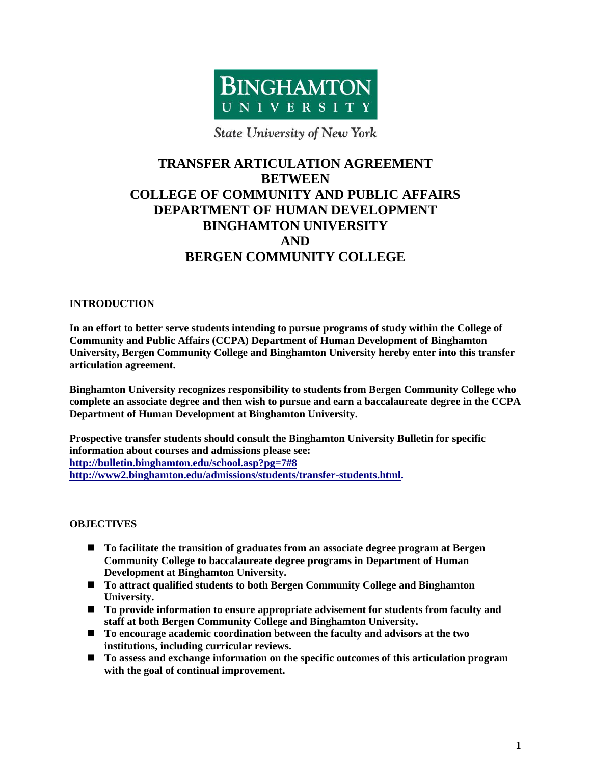BINGHAMTON UNIVERSITY

State University of New York

# TRANSFER ARTICULATION AGREEMENT BETWEEN COLLEGE OF COMMUNITY AND PUBLIC AFFAIRS DEPARTMENT OF HUMAN DEVELOPMENT BINGHAMTON UNIVERSITY AND BERGEN COMMUNITY COLLEGE

## INTRODUCTION

**In an effort to better serve students intending to pursue programs of study within the College of Community and Public Affairs (CCPA) Department of Human Development of Binghamton University, Bergen Community College and Binghamton University hereby enter into this transfer articulation agreement.**

**Binghamton University recognizes responsibility to students from Bergen Community College who complete an associate degree and then wish to pursue and earn a baccalaureate degree in the CCPA Department of Human Development at Binghamton University.**

**Prospective transfer students should consult the Binghamton University Bulletin for specific information about courses and admissions please see:**
**[http://bulletin.binghamton.edu/school.asp?pg=7#8](http://bulletin.binghamton.edu/school.asp?pg=7#8)**
**[http://www2.binghamton.edu/admissions/students/transfer-students.html](http://www2.binghamton.edu/admissions/students/transfer-students.html).**

## OBJECTIVES

- **To facilitate the transition of graduates from an associate degree program at Bergen Community College to baccalaureate degree programs in Department of Human Development at Binghamton University.**
- **To attract qualified students to both Bergen Community College and Binghamton University.**
- **To provide information to ensure appropriate advisement for students from faculty and staff at both Bergen Community College and Binghamton University.**
- **To encourage academic coordination between the faculty and advisors at the two institutions, including curricular reviews.**
- **To assess and exchange information on the specific outcomes of this articulation program with the goal of continual improvement.**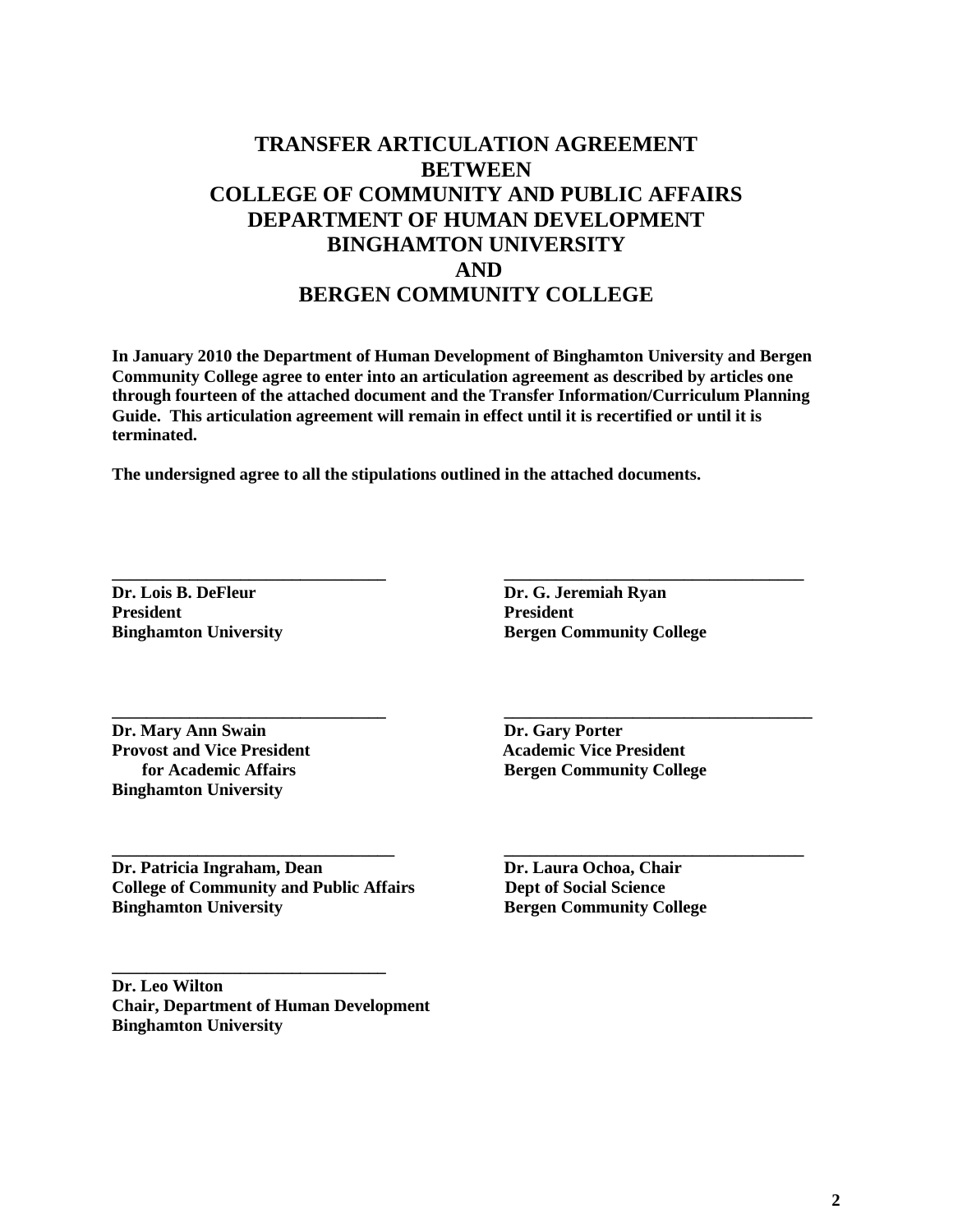# TRANSFER ARTICULATION AGREEMENT BETWEEN COLLEGE OF COMMUNITY AND PUBLIC AFFAIRS DEPARTMENT OF HUMAN DEVELOPMENT BINGHAMTON UNIVERSITY AND BERGEN COMMUNITY COLLEGE

**In January 2010 the Department of Human Development of Binghamton University and Bergen Community College agree to enter into an articulation agreement as described by articles one through fourteen of the attached document and the Transfer Information/Curriculum Planning Guide. This articulation agreement will remain in effect until it is recertified or until it is terminated.**

**The undersigned agree to all the stipulations outlined in the attached documents.**

\_\_\_\_\_\_\_\_\_\_\_\_\_\_\_\_\_\_\_\_\_\_\_\_\_\_\_\_\_\_\_\_
**Dr. Lois B. DeFleur**
**President**
**Binghamton University**

\_\_\_\_\_\_\_\_\_\_\_\_\_\_\_\_\_\_\_\_\_\_\_\_\_\_\_\_\_\_\_\_
**Dr. G. Jeremiah Ryan**
**President**
**Bergen Community College**

\_\_\_\_\_\_\_\_\_\_\_\_\_\_\_\_\_\_\_\_\_\_\_\_\_\_\_\_\_\_\_\_
**Dr. Mary Ann Swain**
**Provost and Vice President for Academic Affairs**
**Binghamton University**

\_\_\_\_\_\_\_\_\_\_\_\_\_\_\_\_\_\_\_\_\_\_\_\_\_\_\_\_\_\_\_\_
**Dr. Gary Porter**
**Academic Vice President**
**Bergen Community College**

\_\_\_\_\_\_\_\_\_\_\_\_\_\_\_\_\_\_\_\_\_\_\_\_\_\_\_\_\_\_\_\_
**Dr. Patricia Ingraham, Dean**
**College of Community and Public Affairs**
**Binghamton University**

\_\_\_\_\_\_\_\_\_\_\_\_\_\_\_\_\_\_\_\_\_\_\_\_\_\_\_\_\_\_\_\_
**Dr. Laura Ochoa, Chair**
**Dept of Social Science**
**Bergen Community College**

\_\_\_\_\_\_\_\_\_\_\_\_\_\_\_\_\_\_\_\_\_\_\_\_\_\_\_\_\_\_\_\_
**Dr. Leo Wilton**
**Chair, Department of Human Development**
**Binghamton University**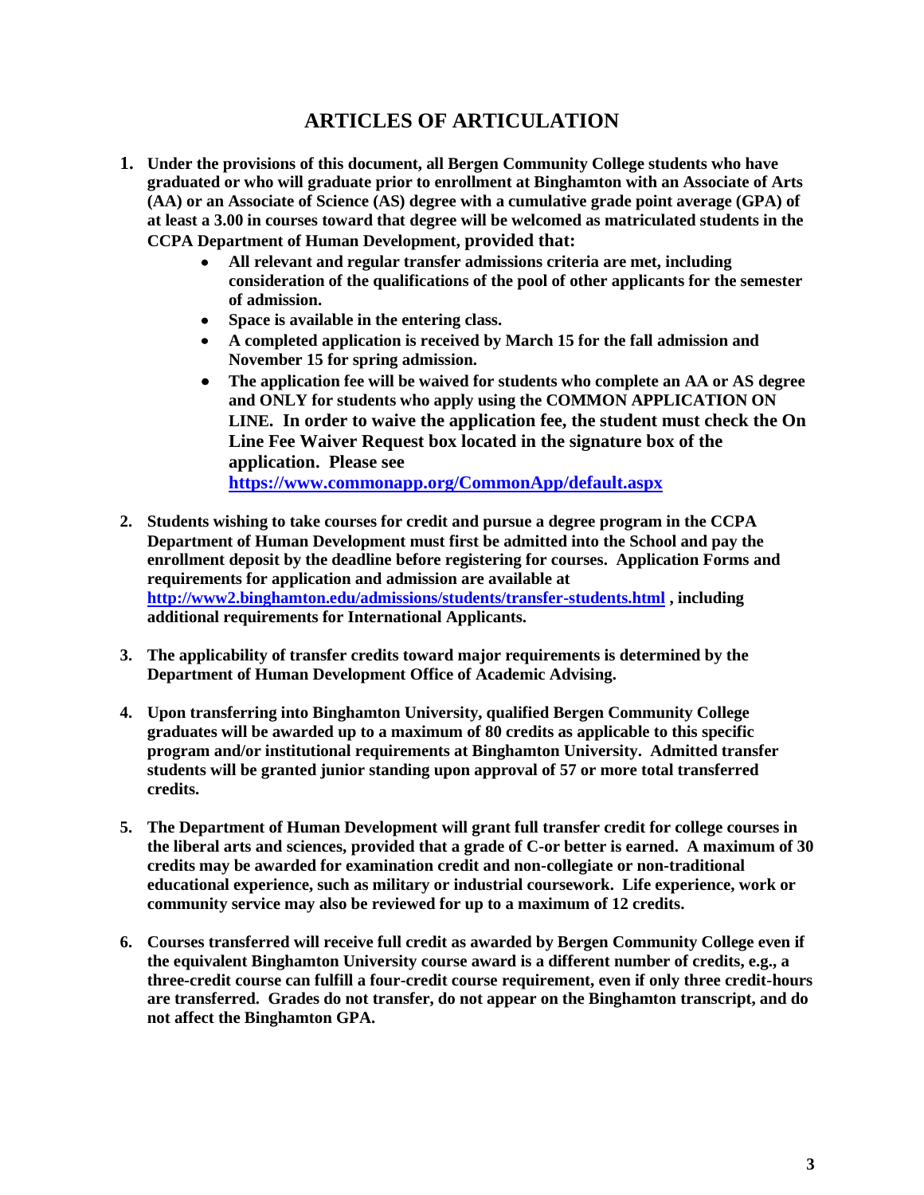# ARTICLES OF ARTICULATION

1. **Under the provisions of this document, all Bergen Community College students who have graduated or who will graduate prior to enrollment at Binghamton with an Associate of Arts (AA) or an Associate of Science (AS) degree with a cumulative grade point average (GPA) of at least a 3.00 in courses toward that degree will be welcomed as matriculated students in the CCPA Department of Human Development, provided that:**
   - **All relevant and regular transfer admissions criteria are met, including consideration of the qualifications of the pool of other applicants for the semester of admission.**
   - **Space is available in the entering class.**
   - **A completed application is received by March 15 for the fall admission and November 15 for spring admission.**
   - **The application fee will be waived for students who complete an AA or AS degree and ONLY for students who apply using the COMMON APPLICATION ON LINE. In order to waive the application fee, the student must check the On Line Fee Waiver Request box located in the signature box of the application. Please see [https://www.commonapp.org/CommonApp/default.aspx](https://www.commonapp.org/CommonApp/default.aspx)**

2. **Students wishing to take courses for credit and pursue a degree program in the CCPA Department of Human Development must first be admitted into the School and pay the enrollment deposit by the deadline before registering for courses. Application Forms and requirements for application and admission are available at [http://www2.binghamton.edu/admissions/students/transfer-students.html](http://www2.binghamton.edu/admissions/students/transfer-students.html) , including additional requirements for International Applicants.**

3. **The applicability of transfer credits toward major requirements is determined by the Department of Human Development Office of Academic Advising.**

4. **Upon transferring into Binghamton University, qualified Bergen Community College graduates will be awarded up to a maximum of 80 credits as applicable to this specific program and/or institutional requirements at Binghamton University. Admitted transfer students will be granted junior standing upon approval of 57 or more total transferred credits.**

5. **The Department of Human Development will grant full transfer credit for college courses in the liberal arts and sciences, provided that a grade of C-or better is earned. A maximum of 30 credits may be awarded for examination credit and non-collegiate or non-traditional educational experience, such as military or industrial coursework. Life experience, work or community service may also be reviewed for up to a maximum of 12 credits.**

6. **Courses transferred will receive full credit as awarded by Bergen Community College even if the equivalent Binghamton University course award is a different number of credits, e.g., a three-credit course can fulfill a four-credit course requirement, even if only three credit-hours are transferred. Grades do not transfer, do not appear on the Binghamton transcript, and do not affect the Binghamton GPA.**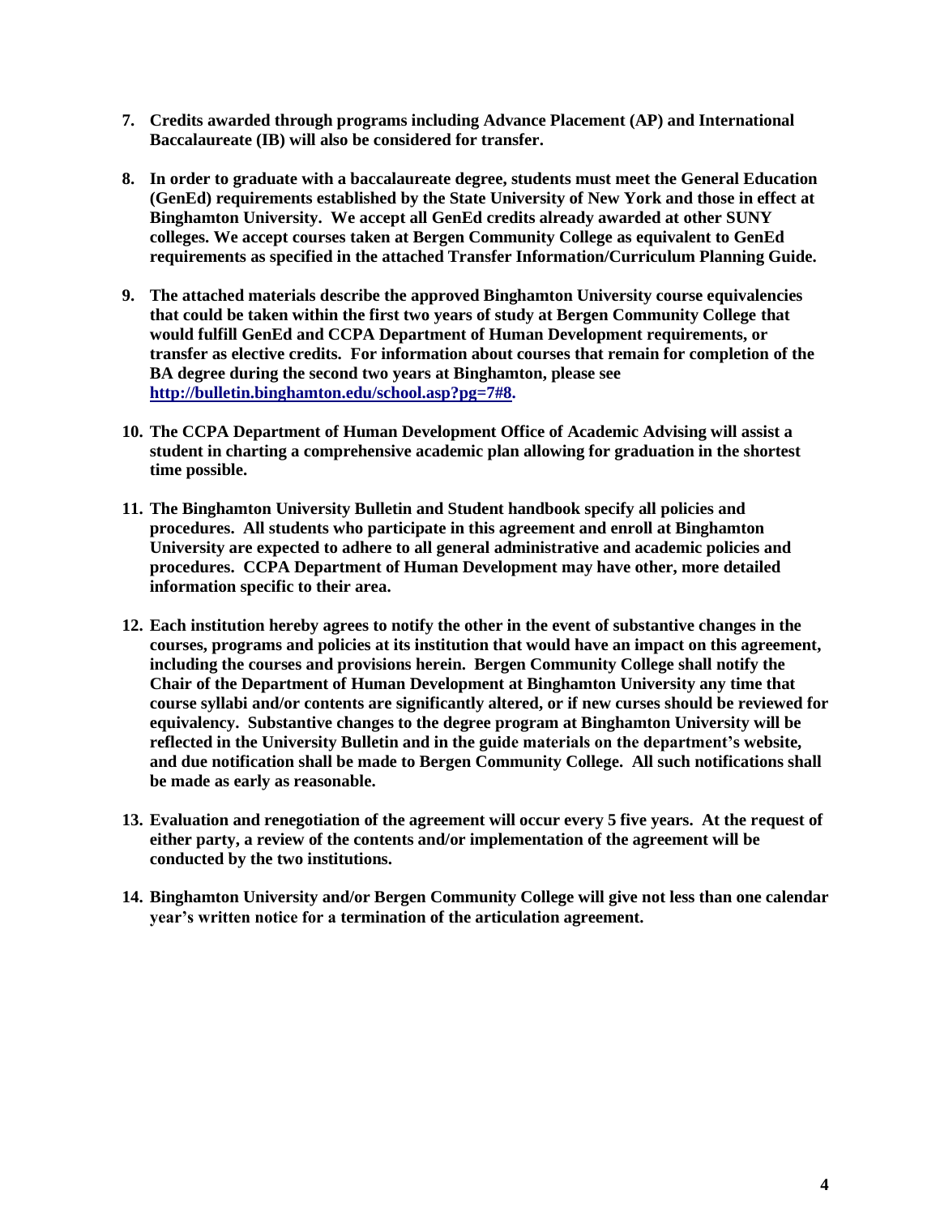7. **Credits awarded through programs including Advance Placement (AP) and International Baccalaureate (IB) will also be considered for transfer.**

8. **In order to graduate with a baccalaureate degree, students must meet the General Education (GenEd) requirements established by the State University of New York and those in effect at Binghamton University. We accept all GenEd credits already awarded at other SUNY colleges. We accept courses taken at Bergen Community College as equivalent to GenEd requirements as specified in the attached Transfer Information/Curriculum Planning Guide.**

9. **The attached materials describe the approved Binghamton University course equivalencies that could be taken within the first two years of study at Bergen Community College that would fulfill GenEd and CCPA Department of Human Development requirements, or transfer as elective credits. For information about courses that remain for completion of the BA degree during the second two years at Binghamton, please see [http://bulletin.binghamton.edu/school.asp?pg=7#8](http://bulletin.binghamton.edu/school.asp?pg=7#8).**

10. **The CCPA Department of Human Development Office of Academic Advising will assist a student in charting a comprehensive academic plan allowing for graduation in the shortest time possible.**

11. **The Binghamton University Bulletin and Student handbook specify all policies and procedures. All students who participate in this agreement and enroll at Binghamton University are expected to adhere to all general administrative and academic policies and procedures. CCPA Department of Human Development may have other, more detailed information specific to their area.**

12. **Each institution hereby agrees to notify the other in the event of substantive changes in the courses, programs and policies at its institution that would have an impact on this agreement, including the courses and provisions herein. Bergen Community College shall notify the Chair of the Department of Human Development at Binghamton University any time that course syllabi and/or contents are significantly altered, or if new curses should be reviewed for equivalency. Substantive changes to the degree program at Binghamton University will be reflected in the University Bulletin and in the guide materials on the department's website, and due notification shall be made to Bergen Community College. All such notifications shall be made as early as reasonable.**

13. **Evaluation and renegotiation of the agreement will occur every 5 five years. At the request of either party, a review of the contents and/or implementation of the agreement will be conducted by the two institutions.**

14. **Binghamton University and/or Bergen Community College will give not less than one calendar year's written notice for a termination of the articulation agreement.**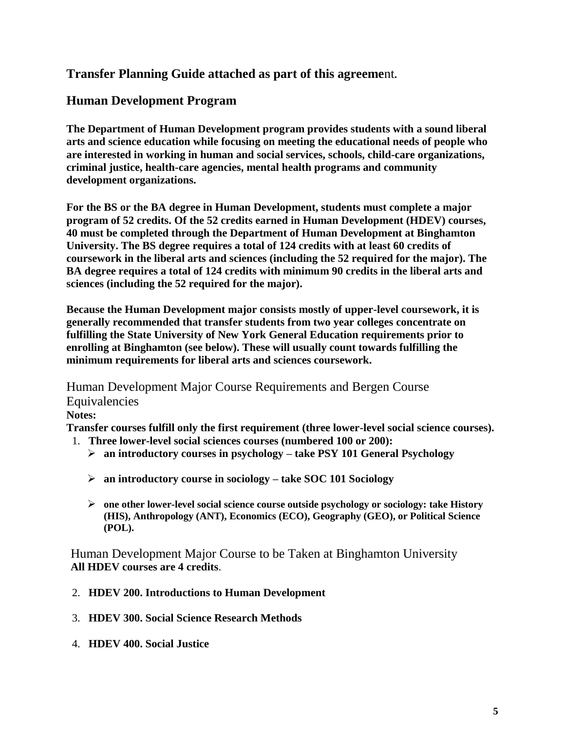## Transfer Planning Guide attached as part of this agreement.

## Human Development Program

**The Department of Human Development program provides students with a sound liberal arts and science education while focusing on meeting the educational needs of people who are interested in working in human and social services, schools, child-care organizations, criminal justice, health-care agencies, mental health programs and community development organizations.**

**For the BS or the BA degree in Human Development, students must complete a major program of 52 credits. Of the 52 credits earned in Human Development (HDEV) courses, 40 must be completed through the Department of Human Development at Binghamton University. The BS degree requires a total of 124 credits with at least 60 credits of coursework in the liberal arts and sciences (including the 52 required for the major). The BA degree requires a total of 124 credits with minimum 90 credits in the liberal arts and sciences (including the 52 required for the major).**

**Because the Human Development major consists mostly of upper-level coursework, it is generally recommended that transfer students from two year colleges concentrate on fulfilling the State University of New York General Education requirements prior to enrolling at Binghamton (see below). These will usually count towards fulfilling the minimum requirements for liberal arts and sciences coursework.**

### Human Development Major Course Requirements and Bergen Course Equivalencies

**Notes:**

**Transfer courses fulfill only the first requirement (three lower-level social science courses).**

1. **Three lower-level social sciences courses (numbered 100 or 200):**
   - **an introductory courses in psychology – take PSY 101 General Psychology**
   - **an introductory course in sociology – take SOC 101 Sociology**
   - **one other lower-level social science course outside psychology or sociology: take History (HIS), Anthropology (ANT), Economics (ECO), Geography (GEO), or Political Science (POL).**

### Human Development Major Course to be Taken at Binghamton University

**All HDEV courses are 4 credits**.

2. **HDEV 200. Introductions to Human Development**
3. **HDEV 300. Social Science Research Methods**
4. **HDEV 400. Social Justice**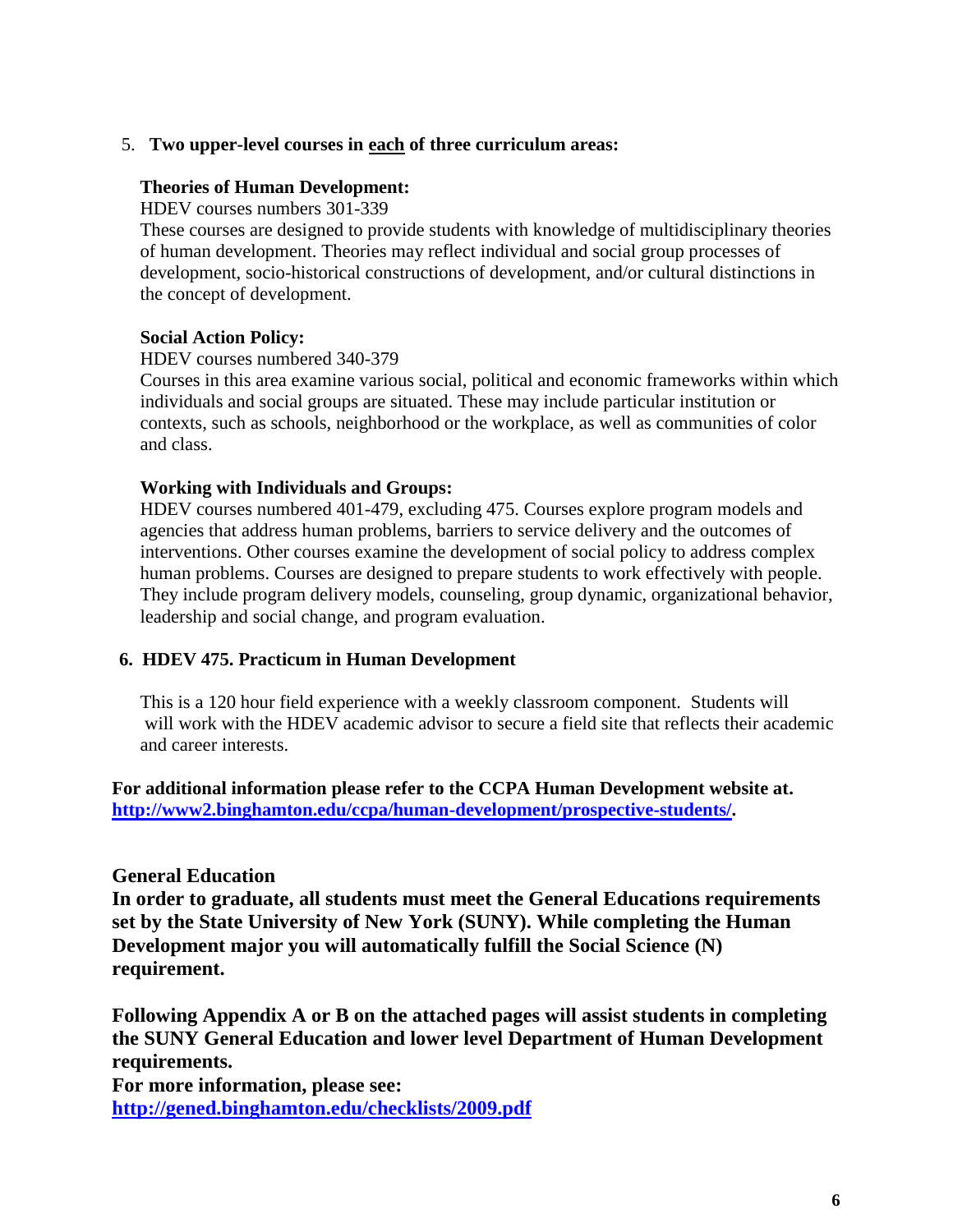5. **Two upper-level courses in <u>each</u> of three curriculum areas:**

   **Theories of Human Development:**
   HDEV courses numbers 301-339
   These courses are designed to provide students with knowledge of multidisciplinary theories of human development. Theories may reflect individual and social group processes of development, socio-historical constructions of development, and/or cultural distinctions in the concept of development.

   **Social Action Policy:**
   HDEV courses numbered 340-379
   Courses in this area examine various social, political and economic frameworks within which individuals and social groups are situated. These may include particular institution or contexts, such as schools, neighborhood or the workplace, as well as communities of color and class.

   **Working with Individuals and Groups:**
   HDEV courses numbered 401-479, excluding 475. Courses explore program models and agencies that address human problems, barriers to service delivery and the outcomes of interventions. Other courses examine the development of social policy to address complex human problems. Courses are designed to prepare students to work effectively with people. They include program delivery models, counseling, group dynamic, organizational behavior, leadership and social change, and program evaluation.

6. **HDEV 475. Practicum in Human Development**

   This is a 120 hour field experience with a weekly classroom component. Students will will work with the HDEV academic advisor to secure a field site that reflects their academic and career interests.

**For additional information please refer to the CCPA Human Development website at. [http://www2.binghamton.edu/ccpa/human-development/prospective-students/](http://www2.binghamton.edu/ccpa/human-development/prospective-students/).**

**General Education**

**In order to graduate, all students must meet the General Educations requirements set by the State University of New York (SUNY). While completing the Human Development major you will automatically fulfill the Social Science (N) requirement.**

**Following Appendix A or B on the attached pages will assist students in completing the SUNY General Education and lower level Department of Human Development requirements.**

**For more information, please see:**
**[http://gened.binghamton.edu/checklists/2009.pdf](http://gened.binghamton.edu/checklists/2009.pdf)**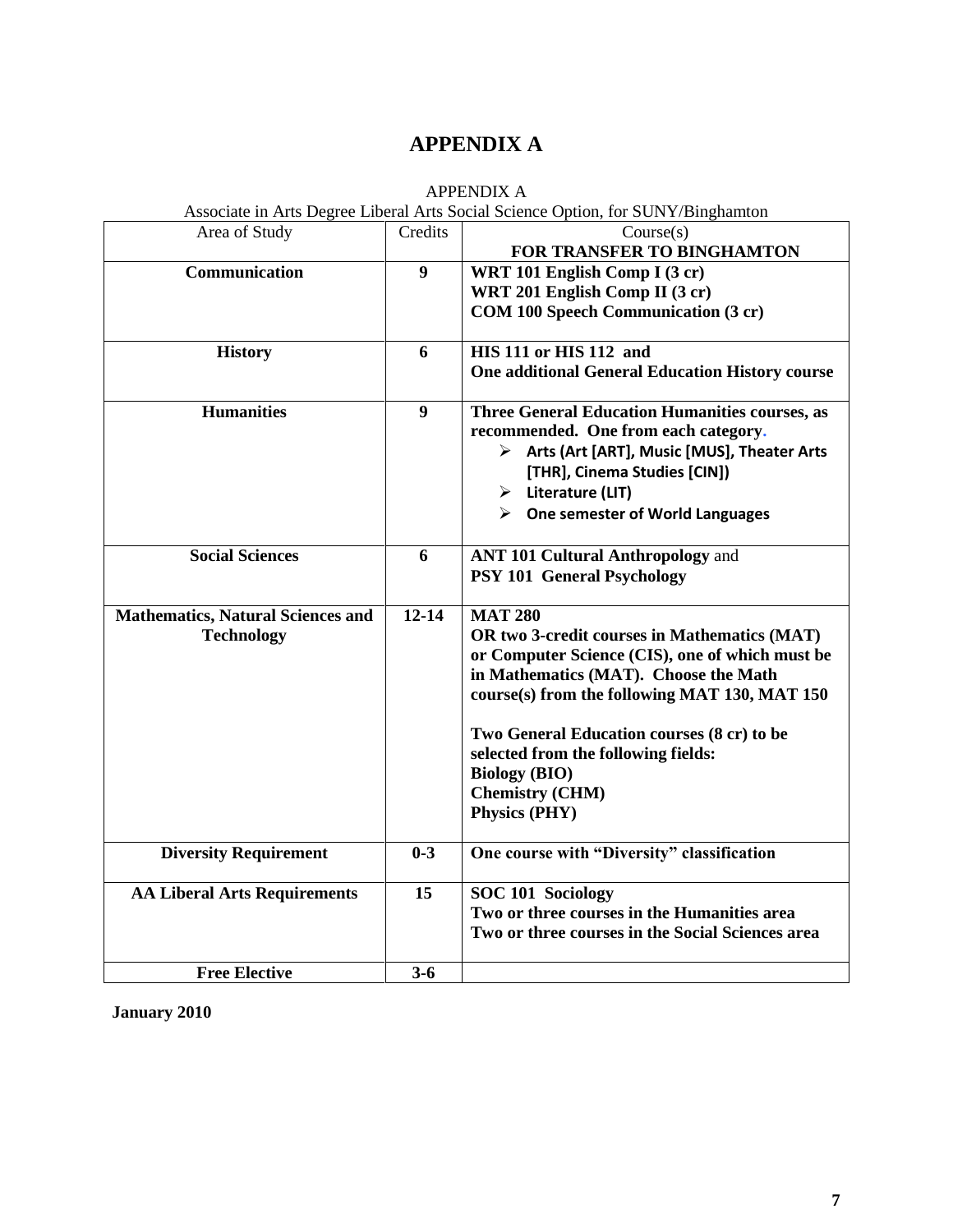# APPENDIX A

APPENDIX A

Associate in Arts Degree Liberal Arts Social Science Option, for SUNY/Binghamton

| Area of Study | Credits | Course(s) **FOR TRANSFER TO BINGHAMTON** |
|---|---|---|
| **Communication** | **9** | **WRT 101 English Comp I (3 cr)**<br>**WRT 201 English Comp II (3 cr)**<br>**COM 100 Speech Communication (3 cr)** |
| **History** | **6** | **HIS 111 or HIS 112 and**<br>**One additional General Education History course** |
| **Humanities** | **9** | **Three General Education Humanities courses, as recommended. One from each category.**<br>➢ **Arts (Art [ART], Music [MUS], Theater Arts [THR], Cinema Studies [CIN])**<br>➢ **Literature (LIT)**<br>➢ **One semester of World Languages** |
| **Social Sciences** | **6** | **ANT 101 Cultural Anthropology** and<br>**PSY 101 General Psychology** |
| **Mathematics, Natural Sciences and Technology** | **12-14** | **MAT 280**<br>**OR two 3-credit courses in Mathematics (MAT) or Computer Science (CIS), one of which must be in Mathematics (MAT). Choose the Math course(s) from the following MAT 130, MAT 150**<br><br>**Two General Education courses (8 cr) to be selected from the following fields:**<br>**Biology (BIO)**<br>**Chemistry (CHM)**<br>**Physics (PHY)** |
| **Diversity Requirement** | **0-3** | **One course with "Diversity" classification** |
| **AA Liberal Arts Requirements** | **15** | **SOC 101 Sociology**<br>**Two or three courses in the Humanities area**<br>**Two or three courses in the Social Sciences area** |
| **Free Elective** | **3-6** | |

**January 2010**